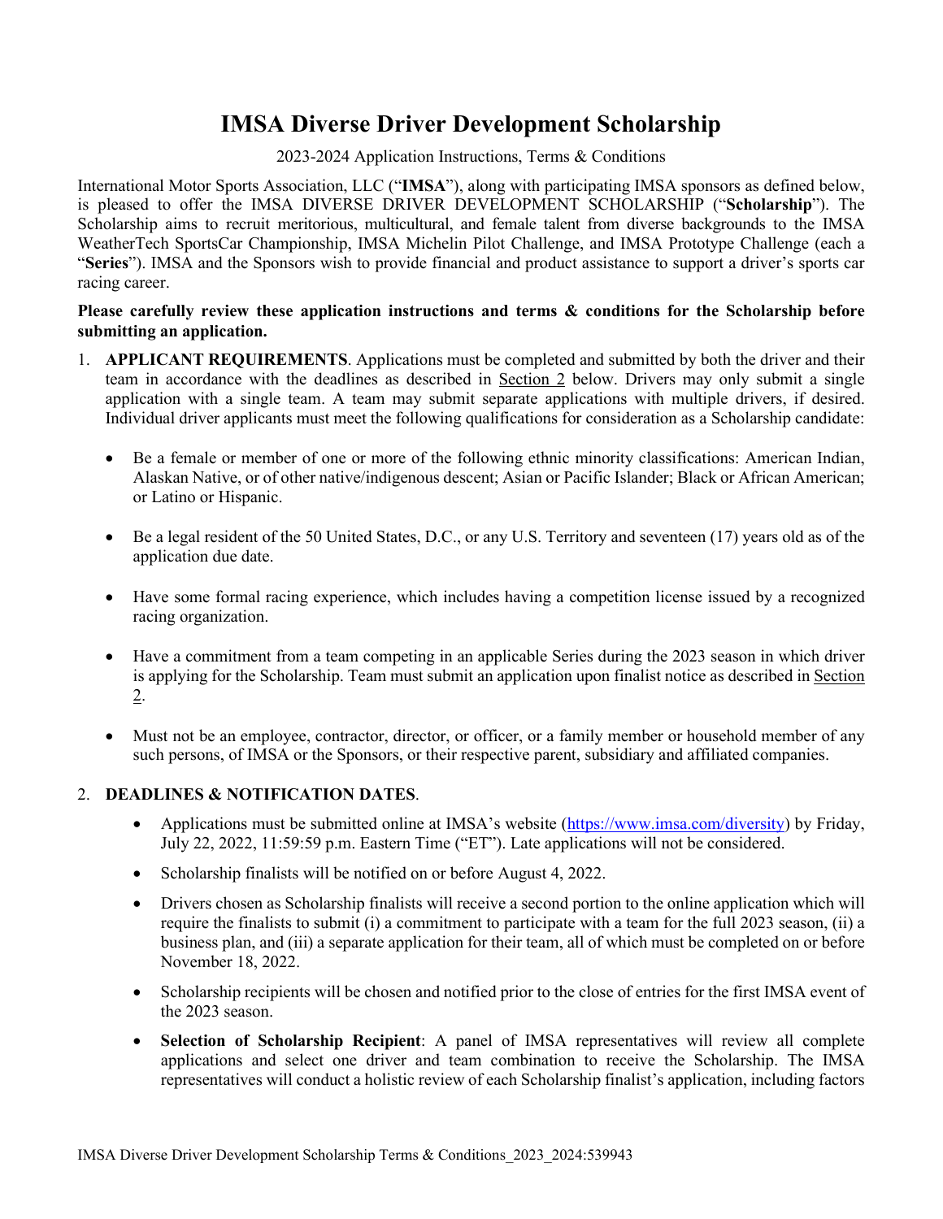# IMSA Diverse Driver Development Scholarship

2023-2024 Application Instructions, Terms & Conditions

International Motor Sports Association, LLC ("**IMSA**"), along with participating IMSA sponsors as defined below, is pleased to offer the IMSA DIVERSE DRIVER DEVELOPMENT SCHOLARSHIP ("**Scholarship**"). The Scholarship aims to recruit meritorious, multicultural, and female talent from diverse backgrounds to the IMSA WeatherTech SportsCar Championship, IMSA Michelin Pilot Challenge, and IMSA Prototype Challenge (each a "**Series**"). IMSA and the Sponsors wish to provide financial and product assistance to support a driver's sports car racing career.

**Please carefully review these application instructions and terms & conditions for the Scholarship before submitting an application.**

1. **APPLICANT REQUIREMENTS**. Applications must be completed and submitted by both the driver and their team in accordance with the deadlines as described in Section 2 below. Drivers may only submit a single application with a single team. A team may submit separate applications with multiple drivers, if desired. Individual driver applicants must meet the following qualifications for consideration as a Scholarship candidate:

   - Be a female or member of one or more of the following ethnic minority classifications: American Indian, Alaskan Native, or of other native/indigenous descent; Asian or Pacific Islander; Black or African American; or Latino or Hispanic.

   - Be a legal resident of the 50 United States, D.C., or any U.S. Territory and seventeen (17) years old as of the application due date.

   - Have some formal racing experience, which includes having a competition license issued by a recognized racing organization.

   - Have a commitment from a team competing in an applicable Series during the 2023 season in which driver is applying for the Scholarship. Team must submit an application upon finalist notice as described in Section 2.

   - Must not be an employee, contractor, director, or officer, or a family member or household member of any such persons, of IMSA or the Sponsors, or their respective parent, subsidiary and affiliated companies.

2. **DEADLINES & NOTIFICATION DATES**.

   - Applications must be submitted online at IMSA's website (https://www.imsa.com/diversity) by Friday, July 22, 2022, 11:59:59 p.m. Eastern Time ("ET"). Late applications will not be considered.

   - Scholarship finalists will be notified on or before August 4, 2022.

   - Drivers chosen as Scholarship finalists will receive a second portion to the online application which will require the finalists to submit (i) a commitment to participate with a team for the full 2023 season, (ii) a business plan, and (iii) a separate application for their team, all of which must be completed on or before November 18, 2022.

   - Scholarship recipients will be chosen and notified prior to the close of entries for the first IMSA event of the 2023 season.

   - **Selection of Scholarship Recipient**: A panel of IMSA representatives will review all complete applications and select one driver and team combination to receive the Scholarship. The IMSA representatives will conduct a holistic review of each Scholarship finalist's application, including factors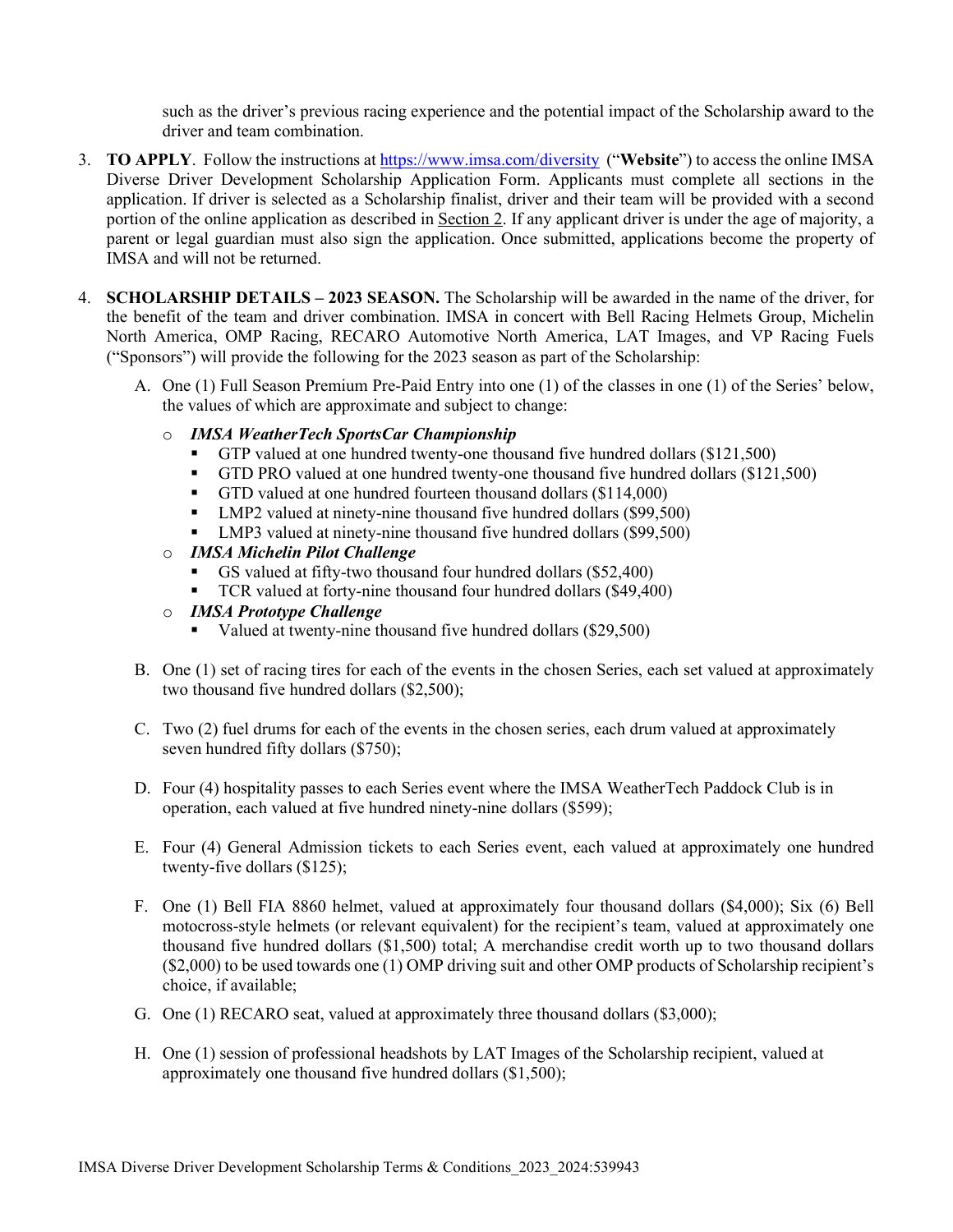such as the driver's previous racing experience and the potential impact of the Scholarship award to the driver and team combination.

3. **TO APPLY**. Follow the instructions at https://www.imsa.com/diversity ("**Website**") to access the online IMSA Diverse Driver Development Scholarship Application Form. Applicants must complete all sections in the application. If driver is selected as a Scholarship finalist, driver and their team will be provided with a second portion of the online application as described in Section 2. If any applicant driver is under the age of majority, a parent or legal guardian must also sign the application. Once submitted, applications become the property of IMSA and will not be returned.

4. **SCHOLARSHIP DETAILS – 2023 SEASON.** The Scholarship will be awarded in the name of the driver, for the benefit of the team and driver combination. IMSA in concert with Bell Racing Helmets Group, Michelin North America, OMP Racing, RECARO Automotive North America, LAT Images, and VP Racing Fuels ("Sponsors") will provide the following for the 2023 season as part of the Scholarship:

   A. One (1) Full Season Premium Pre-Paid Entry into one (1) of the classes in one (1) of the Series' below, the values of which are approximate and subject to change:

      - ***IMSA WeatherTech SportsCar Championship***
         - GTP valued at one hundred twenty-one thousand five hundred dollars ($121,500)
         - GTD PRO valued at one hundred twenty-one thousand five hundred dollars ($121,500)
         - GTD valued at one hundred fourteen thousand dollars ($114,000)
         - LMP2 valued at ninety-nine thousand five hundred dollars ($99,500)
         - LMP3 valued at ninety-nine thousand five hundred dollars ($99,500)
      - ***IMSA Michelin Pilot Challenge***
         - GS valued at fifty-two thousand four hundred dollars ($52,400)
         - TCR valued at forty-nine thousand four hundred dollars ($49,400)
      - ***IMSA Prototype Challenge***
         - Valued at twenty-nine thousand five hundred dollars ($29,500)

   B. One (1) set of racing tires for each of the events in the chosen Series, each set valued at approximately two thousand five hundred dollars ($2,500);

   C. Two (2) fuel drums for each of the events in the chosen series, each drum valued at approximately seven hundred fifty dollars ($750);

   D. Four (4) hospitality passes to each Series event where the IMSA WeatherTech Paddock Club is in operation, each valued at five hundred ninety-nine dollars ($599);

   E. Four (4) General Admission tickets to each Series event, each valued at approximately one hundred twenty-five dollars ($125);

   F. One (1) Bell FIA 8860 helmet, valued at approximately four thousand dollars ($4,000); Six (6) Bell motocross-style helmets (or relevant equivalent) for the recipient's team, valued at approximately one thousand five hundred dollars ($1,500) total; A merchandise credit worth up to two thousand dollars ($2,000) to be used towards one (1) OMP driving suit and other OMP products of Scholarship recipient's choice, if available;

   G. One (1) RECARO seat, valued at approximately three thousand dollars ($3,000);

   H. One (1) session of professional headshots by LAT Images of the Scholarship recipient, valued at approximately one thousand five hundred dollars ($1,500);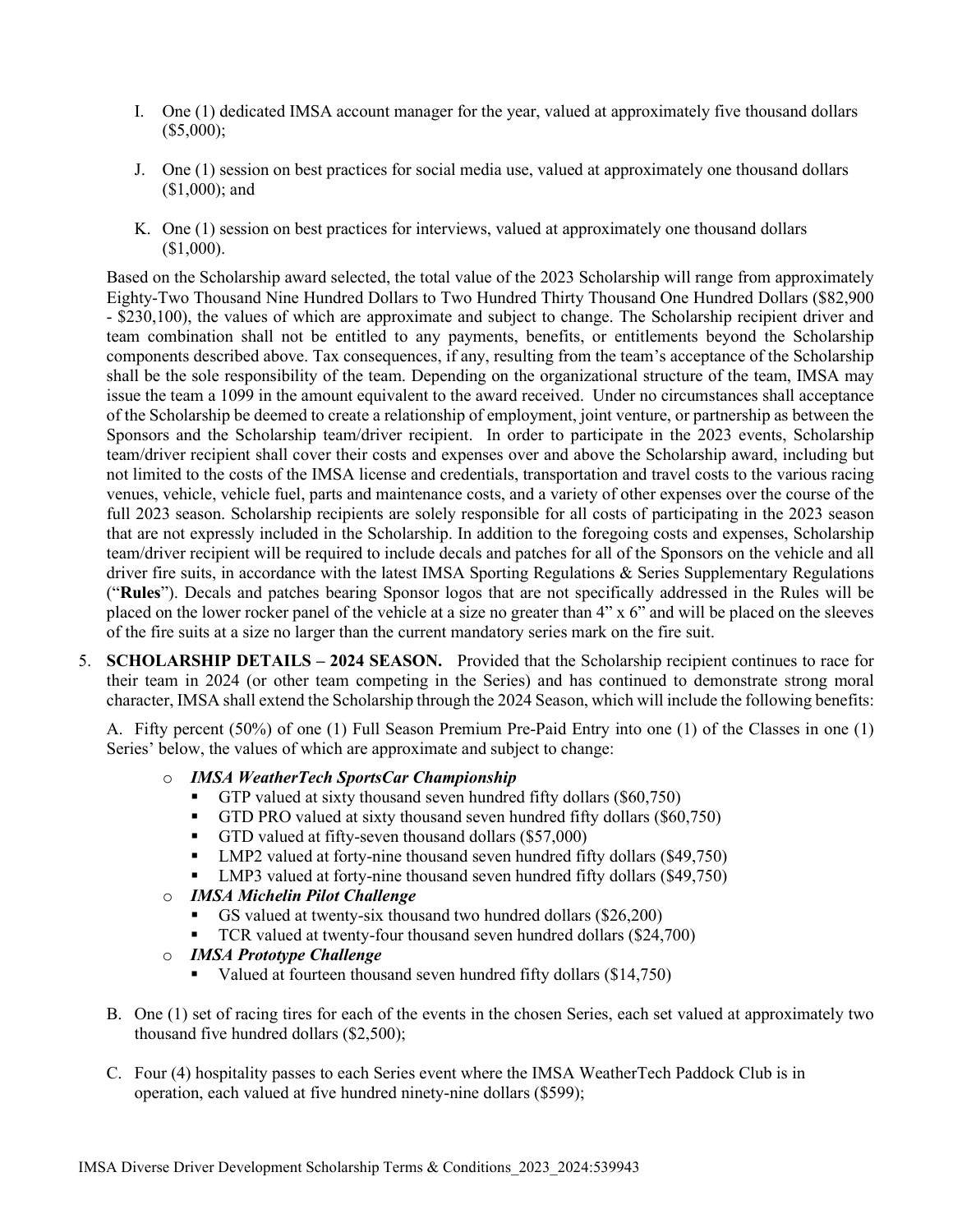I. One (1) dedicated IMSA account manager for the year, valued at approximately five thousand dollars ($5,000);

J. One (1) session on best practices for social media use, valued at approximately one thousand dollars ($1,000); and

K. One (1) session on best practices for interviews, valued at approximately one thousand dollars ($1,000).

Based on the Scholarship award selected, the total value of the 2023 Scholarship will range from approximately Eighty-Two Thousand Nine Hundred Dollars to Two Hundred Thirty Thousand One Hundred Dollars ($82,900 - $230,100), the values of which are approximate and subject to change. The Scholarship recipient driver and team combination shall not be entitled to any payments, benefits, or entitlements beyond the Scholarship components described above. Tax consequences, if any, resulting from the team's acceptance of the Scholarship shall be the sole responsibility of the team. Depending on the organizational structure of the team, IMSA may issue the team a 1099 in the amount equivalent to the award received. Under no circumstances shall acceptance of the Scholarship be deemed to create a relationship of employment, joint venture, or partnership as between the Sponsors and the Scholarship team/driver recipient. In order to participate in the 2023 events, Scholarship team/driver recipient shall cover their costs and expenses over and above the Scholarship award, including but not limited to the costs of the IMSA license and credentials, transportation and travel costs to the various racing venues, vehicle, vehicle fuel, parts and maintenance costs, and a variety of other expenses over the course of the full 2023 season. Scholarship recipients are solely responsible for all costs of participating in the 2023 season that are not expressly included in the Scholarship. In addition to the foregoing costs and expenses, Scholarship team/driver recipient will be required to include decals and patches for all of the Sponsors on the vehicle and all driver fire suits, in accordance with the latest IMSA Sporting Regulations & Series Supplementary Regulations ("**Rules**"). Decals and patches bearing Sponsor logos that are not specifically addressed in the Rules will be placed on the lower rocker panel of the vehicle at a size no greater than 4" x 6" and will be placed on the sleeves of the fire suits at a size no larger than the current mandatory series mark on the fire suit.

5. **SCHOLARSHIP DETAILS – 2024 SEASON.** Provided that the Scholarship recipient continues to race for their team in 2024 (or other team competing in the Series) and has continued to demonstrate strong moral character, IMSA shall extend the Scholarship through the 2024 Season, which will include the following benefits:

A. Fifty percent (50%) of one (1) Full Season Premium Pre-Paid Entry into one (1) of the Classes in one (1) Series' below, the values of which are approximate and subject to change:

- ***IMSA WeatherTech SportsCar Championship***
  - GTP valued at sixty thousand seven hundred fifty dollars ($60,750)
  - GTD PRO valued at sixty thousand seven hundred fifty dollars ($60,750)
  - GTD valued at fifty-seven thousand dollars ($57,000)
  - LMP2 valued at forty-nine thousand seven hundred fifty dollars ($49,750)
  - LMP3 valued at forty-nine thousand seven hundred fifty dollars ($49,750)
- ***IMSA Michelin Pilot Challenge***
  - GS valued at twenty-six thousand two hundred dollars ($26,200)
  - TCR valued at twenty-four thousand seven hundred dollars ($24,700)
- ***IMSA Prototype Challenge***
  - Valued at fourteen thousand seven hundred fifty dollars ($14,750)

B. One (1) set of racing tires for each of the events in the chosen Series, each set valued at approximately two thousand five hundred dollars ($2,500);

C. Four (4) hospitality passes to each Series event where the IMSA WeatherTech Paddock Club is in operation, each valued at five hundred ninety-nine dollars ($599);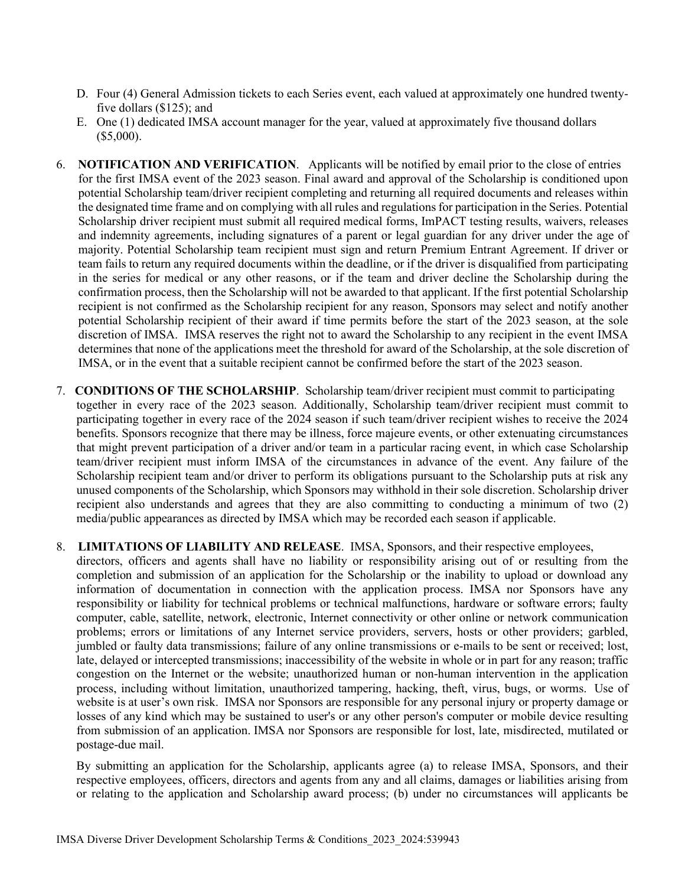D. Four (4) General Admission tickets to each Series event, each valued at approximately one hundred twenty-five dollars ($125); and

E. One (1) dedicated IMSA account manager for the year, valued at approximately five thousand dollars ($5,000).

6. **NOTIFICATION AND VERIFICATION**. Applicants will be notified by email prior to the close of entries for the first IMSA event of the 2023 season. Final award and approval of the Scholarship is conditioned upon potential Scholarship team/driver recipient completing and returning all required documents and releases within the designated time frame and on complying with all rules and regulations for participation in the Series. Potential Scholarship driver recipient must submit all required medical forms, ImPACT testing results, waivers, releases and indemnity agreements, including signatures of a parent or legal guardian for any driver under the age of majority. Potential Scholarship team recipient must sign and return Premium Entrant Agreement. If driver or team fails to return any required documents within the deadline, or if the driver is disqualified from participating in the series for medical or any other reasons, or if the team and driver decline the Scholarship during the confirmation process, then the Scholarship will not be awarded to that applicant. If the first potential Scholarship recipient is not confirmed as the Scholarship recipient for any reason, Sponsors may select and notify another potential Scholarship recipient of their award if time permits before the start of the 2023 season, at the sole discretion of IMSA. IMSA reserves the right not to award the Scholarship to any recipient in the event IMSA determines that none of the applications meet the threshold for award of the Scholarship, at the sole discretion of IMSA, or in the event that a suitable recipient cannot be confirmed before the start of the 2023 season.

7. **CONDITIONS OF THE SCHOLARSHIP**. Scholarship team/driver recipient must commit to participating together in every race of the 2023 season. Additionally, Scholarship team/driver recipient must commit to participating together in every race of the 2024 season if such team/driver recipient wishes to receive the 2024 benefits. Sponsors recognize that there may be illness, force majeure events, or other extenuating circumstances that might prevent participation of a driver and/or team in a particular racing event, in which case Scholarship team/driver recipient must inform IMSA of the circumstances in advance of the event. Any failure of the Scholarship recipient team and/or driver to perform its obligations pursuant to the Scholarship puts at risk any unused components of the Scholarship, which Sponsors may withhold in their sole discretion. Scholarship driver recipient also understands and agrees that they are also committing to conducting a minimum of two (2) media/public appearances as directed by IMSA which may be recorded each season if applicable.

8. **LIMITATIONS OF LIABILITY AND RELEASE**. IMSA, Sponsors, and their respective employees, directors, officers and agents shall have no liability or responsibility arising out of or resulting from the completion and submission of an application for the Scholarship or the inability to upload or download any information of documentation in connection with the application process. IMSA nor Sponsors have any responsibility or liability for technical problems or technical malfunctions, hardware or software errors; faulty computer, cable, satellite, network, electronic, Internet connectivity or other online or network communication problems; errors or limitations of any Internet service providers, servers, hosts or other providers; garbled, jumbled or faulty data transmissions; failure of any online transmissions or e-mails to be sent or received; lost, late, delayed or intercepted transmissions; inaccessibility of the website in whole or in part for any reason; traffic congestion on the Internet or the website; unauthorized human or non-human intervention in the application process, including without limitation, unauthorized tampering, hacking, theft, virus, bugs, or worms. Use of website is at user's own risk. IMSA nor Sponsors are responsible for any personal injury or property damage or losses of any kind which may be sustained to user's or any other person's computer or mobile device resulting from submission of an application. IMSA nor Sponsors are responsible for lost, late, misdirected, mutilated or postage-due mail.

   By submitting an application for the Scholarship, applicants agree (a) to release IMSA, Sponsors, and their respective employees, officers, directors and agents from any and all claims, damages or liabilities arising from or relating to the application and Scholarship award process; (b) under no circumstances will applicants be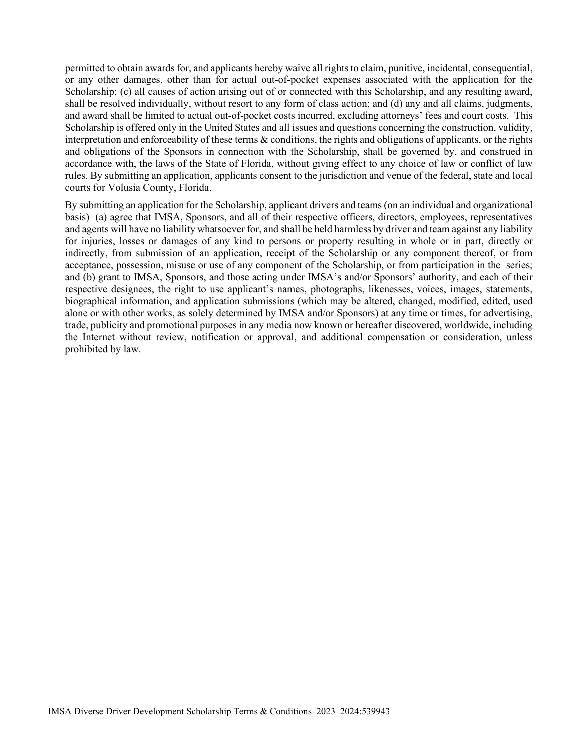permitted to obtain awards for, and applicants hereby waive all rights to claim, punitive, incidental, consequential, or any other damages, other than for actual out-of-pocket expenses associated with the application for the Scholarship; (c) all causes of action arising out of or connected with this Scholarship, and any resulting award, shall be resolved individually, without resort to any form of class action; and (d) any and all claims, judgments, and award shall be limited to actual out-of-pocket costs incurred, excluding attorneys' fees and court costs. This Scholarship is offered only in the United States and all issues and questions concerning the construction, validity, interpretation and enforceability of these terms & conditions, the rights and obligations of applicants, or the rights and obligations of the Sponsors in connection with the Scholarship, shall be governed by, and construed in accordance with, the laws of the State of Florida, without giving effect to any choice of law or conflict of law rules. By submitting an application, applicants consent to the jurisdiction and venue of the federal, state and local courts for Volusia County, Florida.

By submitting an application for the Scholarship, applicant drivers and teams (on an individual and organizational basis) (a) agree that IMSA, Sponsors, and all of their respective officers, directors, employees, representatives and agents will have no liability whatsoever for, and shall be held harmless by driver and team against any liability for injuries, losses or damages of any kind to persons or property resulting in whole or in part, directly or indirectly, from submission of an application, receipt of the Scholarship or any component thereof, or from acceptance, possession, misuse or use of any component of the Scholarship, or from participation in the series; and (b) grant to IMSA, Sponsors, and those acting under IMSA's and/or Sponsors' authority, and each of their respective designees, the right to use applicant's names, photographs, likenesses, voices, images, statements, biographical information, and application submissions (which may be altered, changed, modified, edited, used alone or with other works, as solely determined by IMSA and/or Sponsors) at any time or times, for advertising, trade, publicity and promotional purposes in any media now known or hereafter discovered, worldwide, including the Internet without review, notification or approval, and additional compensation or consideration, unless prohibited by law.